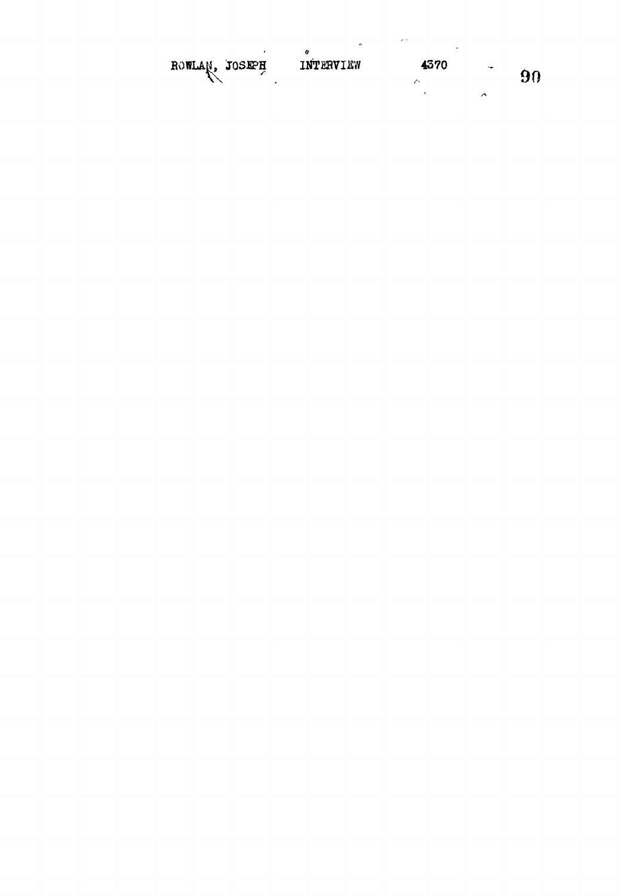ROWLAN, JOSEPH INTERVIEW 4370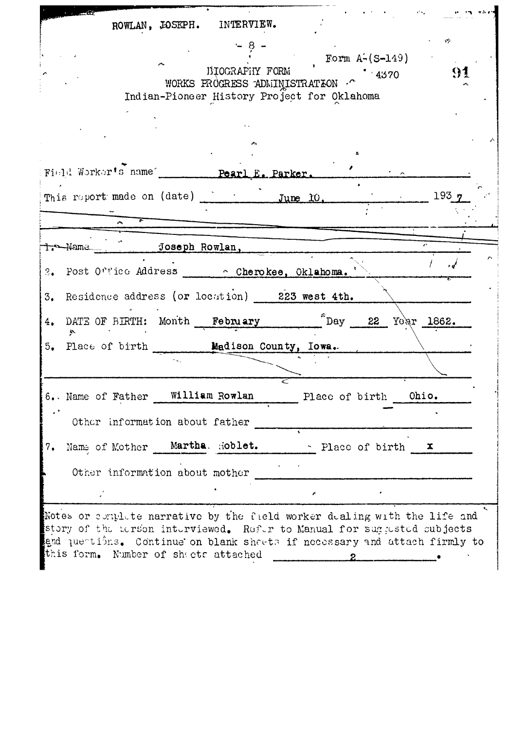ROWLAN, JOSEPH. INTERVIEW.

Form A-(S-149)

BIOGRAPHY FORM
WORKS PROGRESS ADMINISTRATION
Indian-Pioneer History Project for Oklahoma

4370

91

Field Worker's name Pearl E. Parker.

This report made on (date) June 10, 1937

1. Name Joseph Rowlan,

2. Post Office Address Cherokee, Oklahoma.

3. Residence address (or location) 223 west 4th.

4. DATE OF BIRTH: Month February Day 22 Year 1862.

5. Place of birth Madison County, Iowa.

6. Name of Father William Rowlan Place of birth Ohio.

Other information about father

7. Name of Mother Martha Hoblet. Place of birth x

Other information about mother

Notes or complete narrative by the field worker dealing with the life and story of the person interviewed. Refer to Manual for suggested subjects and questions. Continue on blank sheets if necessary and attach firmly to this form. Number of sheets attached 2.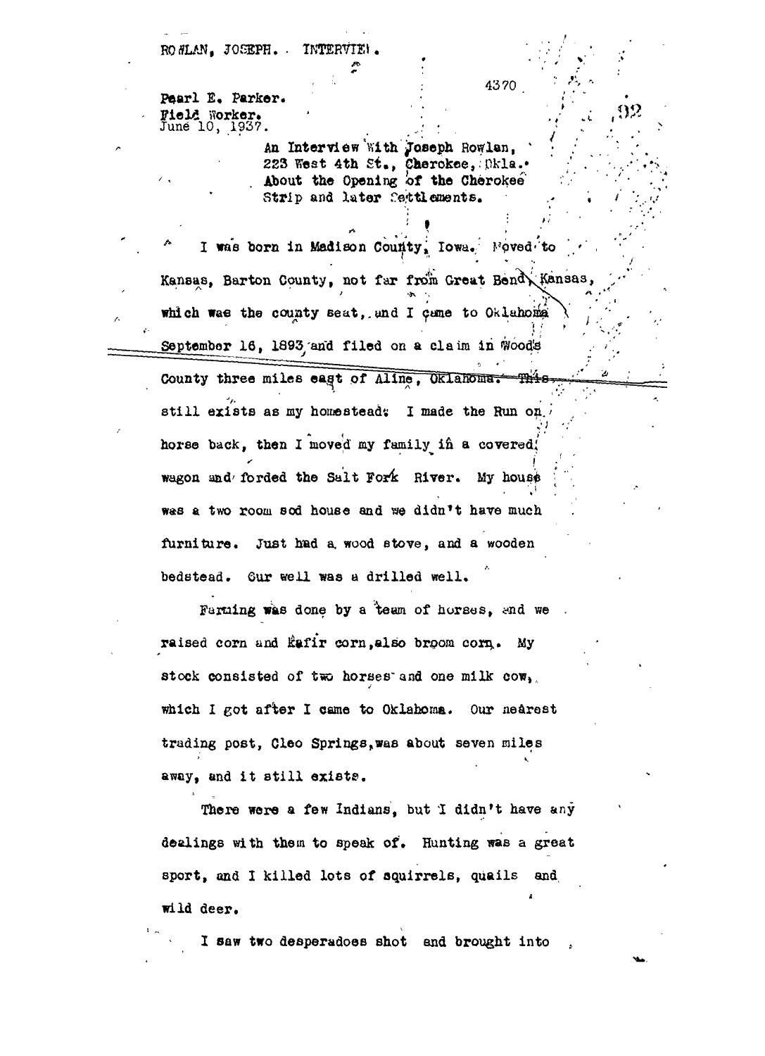ROWLAN, JOSEPH. INTERVIEW.

Pearl E. Parker.
Field Worker.
June 10, 1937.

An Interview With Joseph Rowlan,
223 West 4th St., Cherokee, Okla.
About the Opening of the Cherokee
Strip and later Settlements.

I was born in Madison County, Iowa. Moved to Kansas, Barton County, not far from Great Bend, Kansas, which was the county seat, and I came to Oklahoma September 16, 1893, and filed on a claim in Woods County three miles east of Aline, Oklahoma. This still exists as my homestead. I made the Run on horse back, then I moved my family in a covered wagon and forded the Salt Fork River. My house was a two room sod house and we didn't have much furniture. Just had a wood stove, and a wooden bedstead. Our well was a drilled well.

Farming was done by a team of horses, and we raised corn and Kafir corn, also broom corn. My stock consisted of two horses and one milk cow, which I got after I came to Oklahoma. Our nearest trading post, Cleo Springs, was about seven miles away, and it still exists.

There were a few Indians, but I didn't have any dealings with them to speak of. Hunting was a great sport, and I killed lots of squirrels, quails and wild deer.

I saw two desperadoes shot and brought into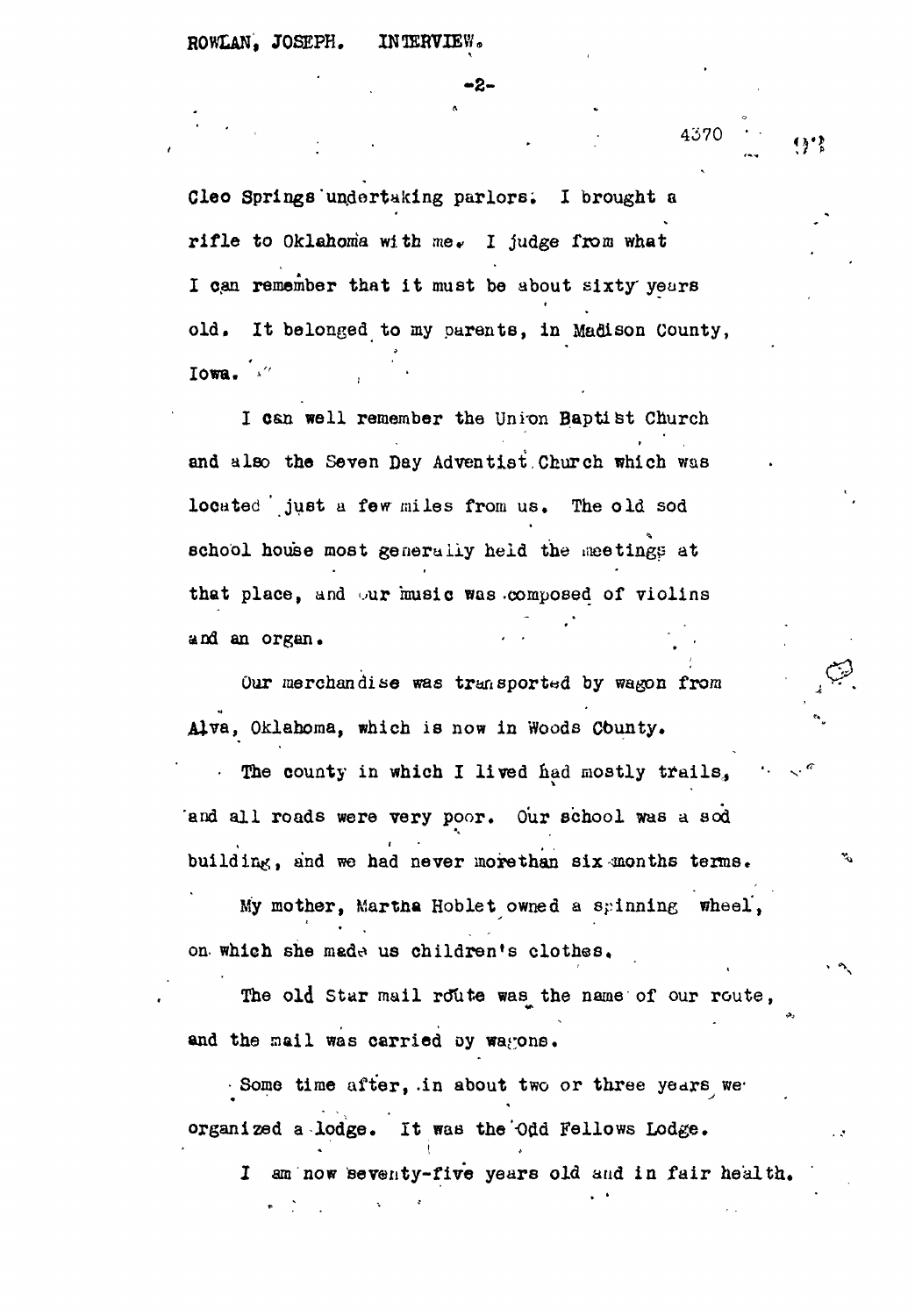Cleo Springs undertaking parlors. I brought a rifle to Oklahoma with me. I judge from what I can remember that it must be about sixty years old. It belonged to my parents, in Madison County, Iowa.

I can well remember the Union Baptist Church and also the Seven Day Adventist Church which was located just a few miles from us. The old sod school house most generally held the meetings at that place, and our music was composed of violins and an organ.

Our merchandise was transported by wagon from Alva, Oklahoma, which is now in Woods County.

The county in which I lived had mostly trails, and all roads were very poor. Our school was a sod building, and we had never morethan six months terms.

My mother, Martha Hoblet owned a spinning wheel, on which she made us children's clothes.

The old Star mail route was the name of our route, and the mail was carried by wagons.

Some time after, in about two or three years we organized a lodge. It was the Odd Fellows Lodge.

I am now seventy-five years old and in fair health.